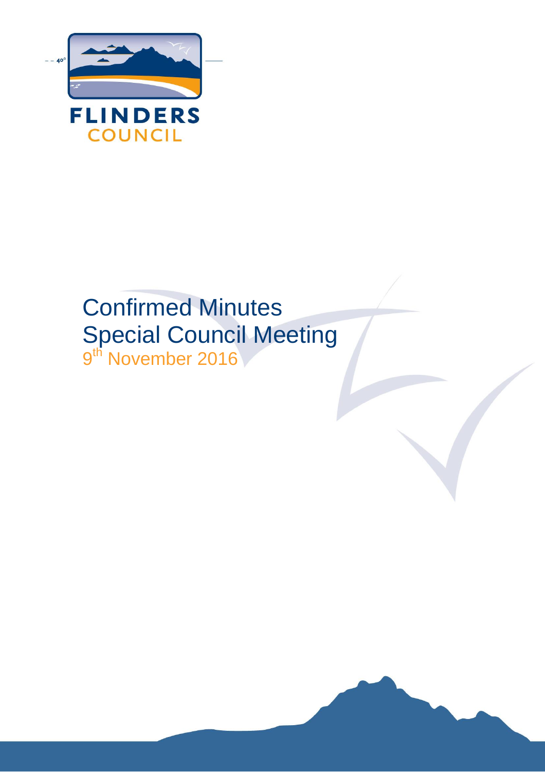FLINDERS COUNCIL

# Confirmed Minutes
# Special Council Meeting

9th November 2016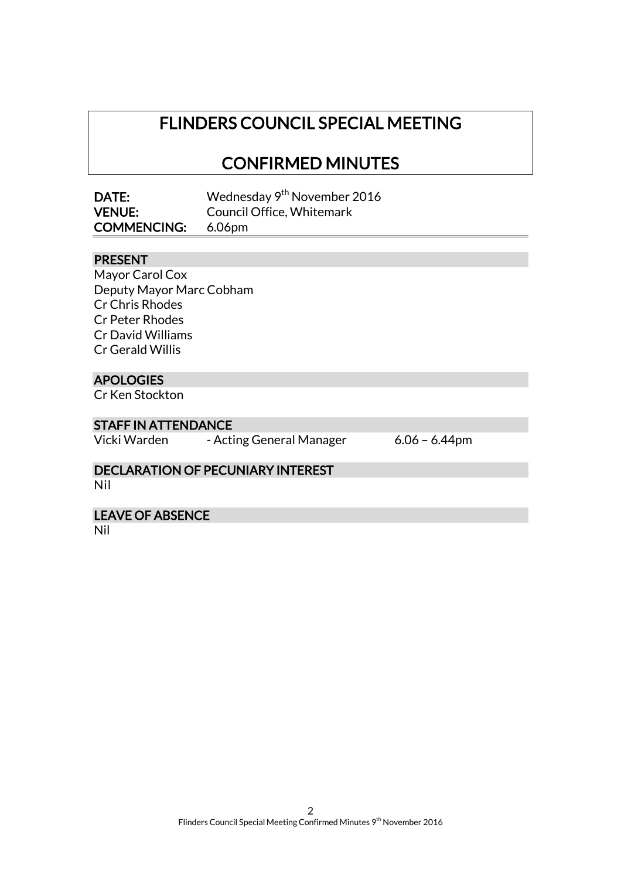# FLINDERS COUNCIL SPECIAL MEETING

# CONFIRMED MINUTES

**DATE:** Wednesday 9th November 2016
**VENUE:** Council Office, Whitemark
**COMMENCING:** 6.06pm

## PRESENT

Mayor Carol Cox
Deputy Mayor Marc Cobham
Cr Chris Rhodes
Cr Peter Rhodes
Cr David Williams
Cr Gerald Willis

## APOLOGIES

Cr Ken Stockton

## STAFF IN ATTENDANCE

| Vicki Warden | - Acting General Manager | 6.06 – 6.44pm |
|---|---|---|

## DECLARATION OF PECUNIARY INTEREST

Nil

## LEAVE OF ABSENCE

Nil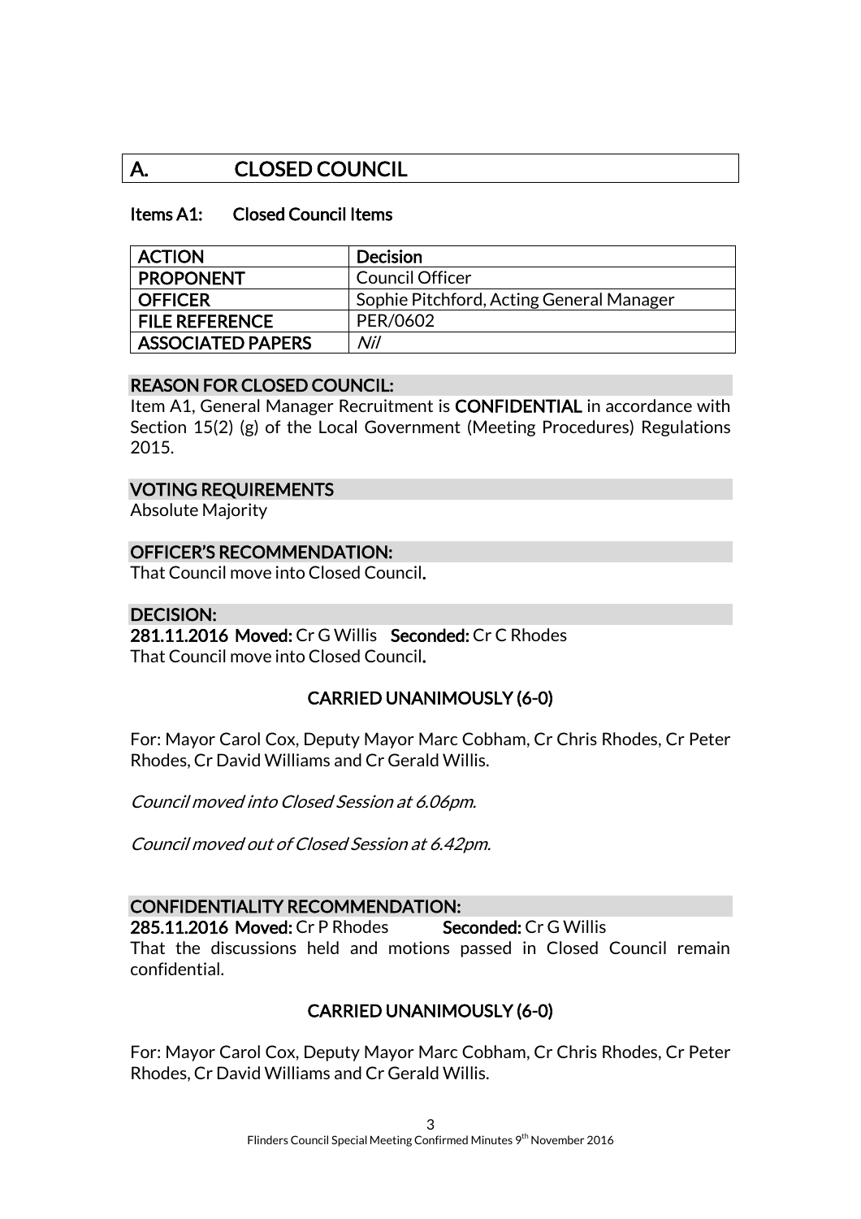## A. CLOSED COUNCIL

### Items A1: Closed Council Items

| ACTION | Decision |
|---|---|
| PROPONENT | Council Officer |
| OFFICER | Sophie Pitchford, Acting General Manager |
| FILE REFERENCE | PER/0602 |
| ASSOCIATED PAPERS | *Nil* |

**REASON FOR CLOSED COUNCIL:**

Item A1, General Manager Recruitment is **CONFIDENTIAL** in accordance with Section 15(2) (g) of the Local Government (Meeting Procedures) Regulations 2015.

**VOTING REQUIREMENTS**

Absolute Majority

**OFFICER'S RECOMMENDATION:**

That Council move into Closed Council.

**DECISION:**

**281.11.2016 Moved:** Cr G Willis **Seconded:** Cr C Rhodes

That Council move into Closed Council.

**CARRIED UNANIMOUSLY (6-0)**

For: Mayor Carol Cox, Deputy Mayor Marc Cobham, Cr Chris Rhodes, Cr Peter Rhodes, Cr David Williams and Cr Gerald Willis.

*Council moved into Closed Session at 6.06pm.*

*Council moved out of Closed Session at 6.42pm.*

**CONFIDENTIALITY RECOMMENDATION:**

**285.11.2016 Moved:** Cr P Rhodes **Seconded:** Cr G Willis

That the discussions held and motions passed in Closed Council remain confidential.

**CARRIED UNANIMOUSLY (6-0)**

For: Mayor Carol Cox, Deputy Mayor Marc Cobham, Cr Chris Rhodes, Cr Peter Rhodes, Cr David Williams and Cr Gerald Willis.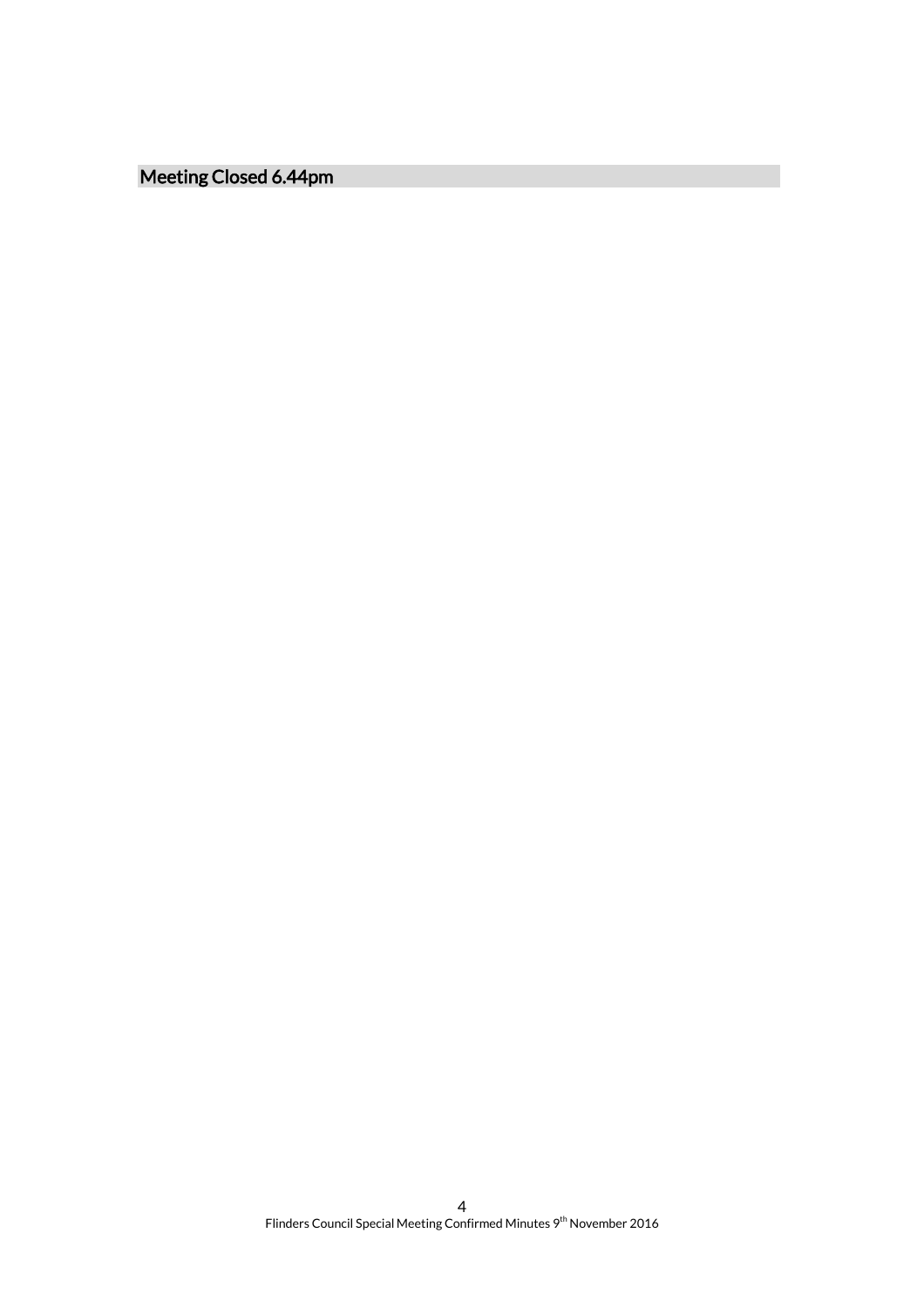## Meeting Closed 6.44pm